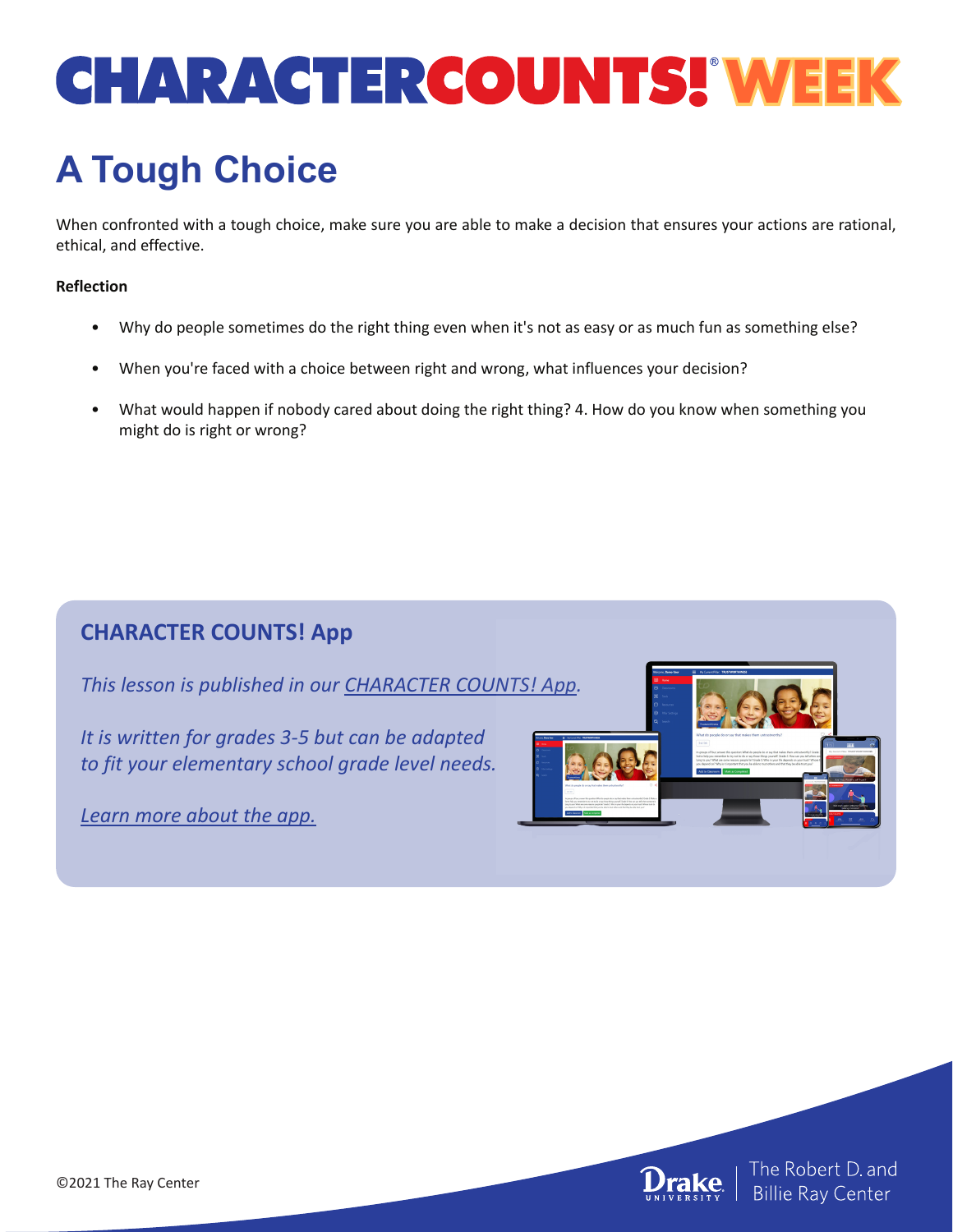# CHARACTER COUNTS!® WEEK

## A Tough Choice

When confronted with a tough choice, make sure you are able to make a decision that ensures your actions are rational, ethical, and effective.

**Reflection**

- Why do people sometimes do the right thing even when it's not as easy or as much fun as something else?
- When you're faced with a choice between right and wrong, what influences your decision?
- What would happen if nobody cared about doing the right thing? 4. How do you know when something you might do is right or wrong?

### CHARACTER COUNTS! App

*This lesson is published in our CHARACTER COUNTS! App.*

*It is written for grades 3-5 but can be adapted to fit your elementary school grade level needs.*

*Learn more about the app.*

©2021 The Ray Center

Drake University | The Robert D. and Billie Ray Center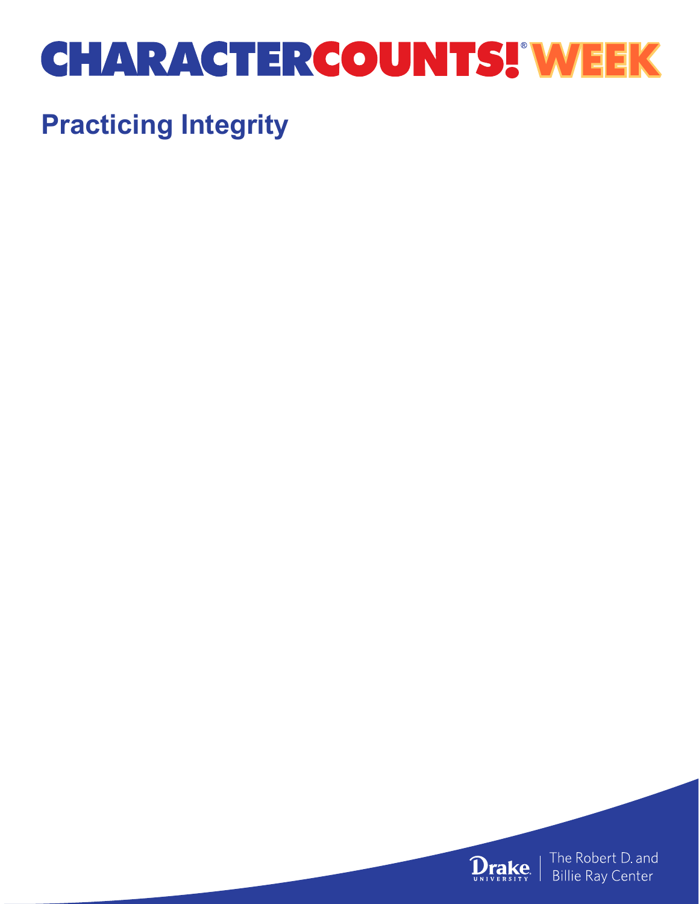# CHARACTER COUNTS!® WEEK

## Practicing Integrity

Drake University | The Robert D. and Billie Ray Center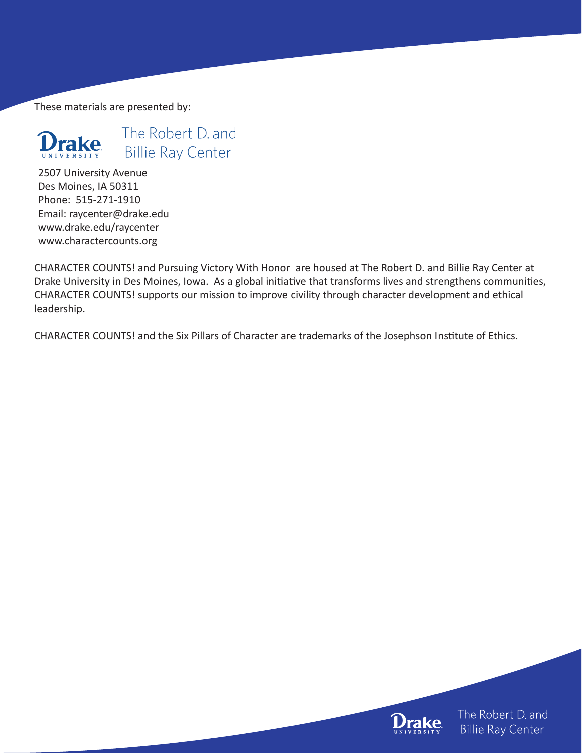These materials are presented by:

Drake University | The Robert D. and Billie Ray Center

2507 University Avenue
Des Moines, IA 50311
Phone: 515-271-1910
Email: raycenter@drake.edu
www.drake.edu/raycenter
www.charactercounts.org

CHARACTER COUNTS! and Pursuing Victory With Honor are housed at The Robert D. and Billie Ray Center at Drake University in Des Moines, Iowa. As a global initiative that transforms lives and strengthens communities, CHARACTER COUNTS! supports our mission to improve civility through character development and ethical leadership.

CHARACTER COUNTS! and the Six Pillars of Character are trademarks of the Josephson Institute of Ethics.